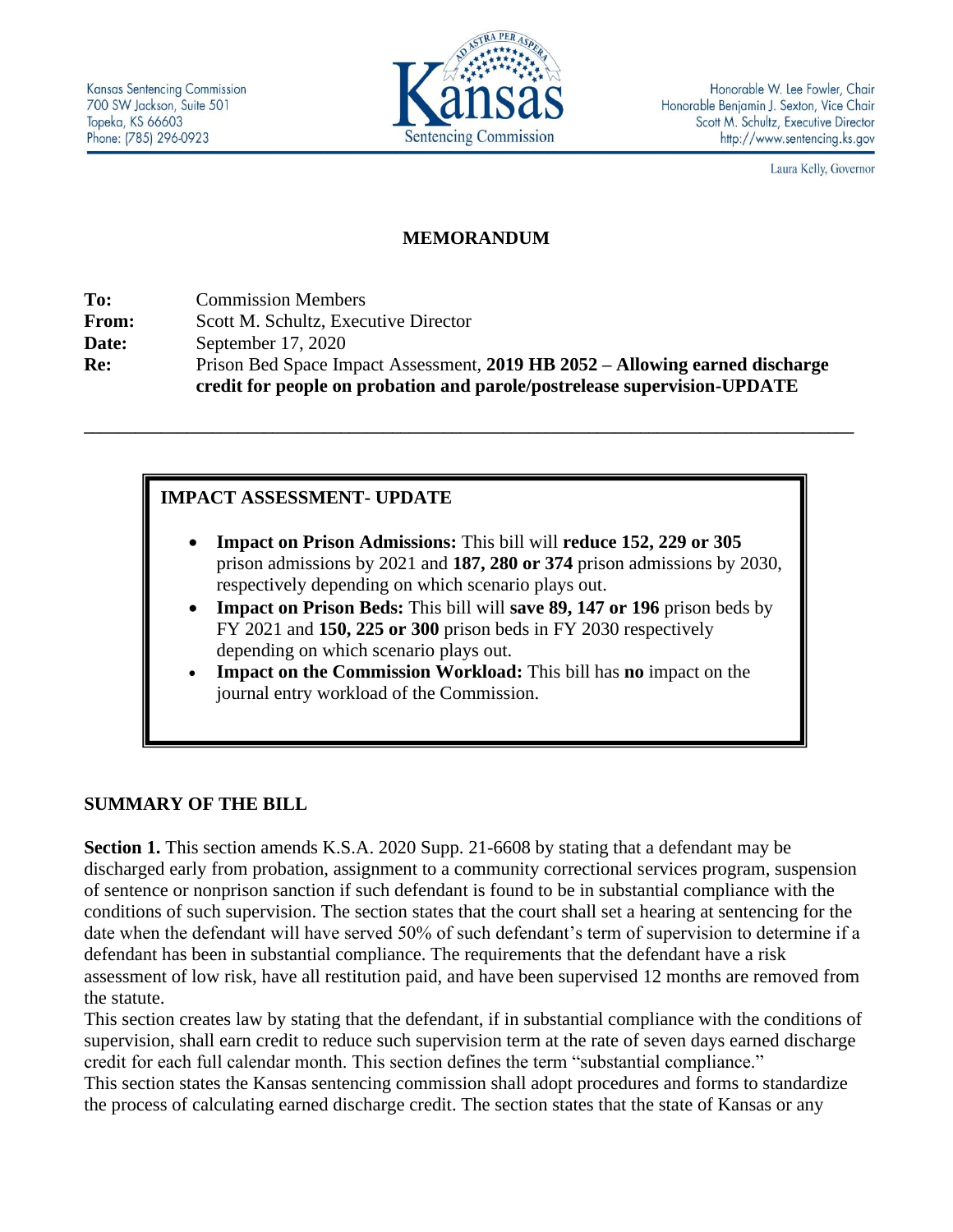Kansas Sentencing Commission
700 SW Jackson, Suite 501
Topeka, KS 66603
Phone: (785) 296-0923

Kansas Sentencing Commission

Honorable W. Lee Fowler, Chair
Honorable Benjamin J. Sexton, Vice Chair
Scott M. Schultz, Executive Director
http://www.sentencing.ks.gov

Laura Kelly, Governor

# MEMORANDUM

**To:** Commission Members
**From:** Scott M. Schultz, Executive Director
**Date:** September 17, 2020
**Re:** Prison Bed Space Impact Assessment, **2019 HB 2052 – Allowing earned discharge credit for people on probation and parole/postrelease supervision-UPDATE**

---

## IMPACT ASSESSMENT- UPDATE

- **Impact on Prison Admissions:** This bill will **reduce 152, 229 or 305** prison admissions by 2021 and **187, 280 or 374** prison admissions by 2030, respectively depending on which scenario plays out.
- **Impact on Prison Beds:** This bill will **save 89, 147 or 196** prison beds by FY 2021 and **150, 225 or 300** prison beds in FY 2030 respectively depending on which scenario plays out.
- **Impact on the Commission Workload:** This bill has **no** impact on the journal entry workload of the Commission.

## SUMMARY OF THE BILL

**Section 1.** This section amends K.S.A. 2020 Supp. 21-6608 by stating that a defendant may be discharged early from probation, assignment to a community correctional services program, suspension of sentence or nonprison sanction if such defendant is found to be in substantial compliance with the conditions of such supervision. The section states that the court shall set a hearing at sentencing for the date when the defendant will have served 50% of such defendant's term of supervision to determine if a defendant has been in substantial compliance. The requirements that the defendant have a risk assessment of low risk, have all restitution paid, and have been supervised 12 months are removed from the statute.

This section creates law by stating that the defendant, if in substantial compliance with the conditions of supervision, shall earn credit to reduce such supervision term at the rate of seven days earned discharge credit for each full calendar month. This section defines the term "substantial compliance."

This section states the Kansas sentencing commission shall adopt procedures and forms to standardize the process of calculating earned discharge credit. The section states that the state of Kansas or any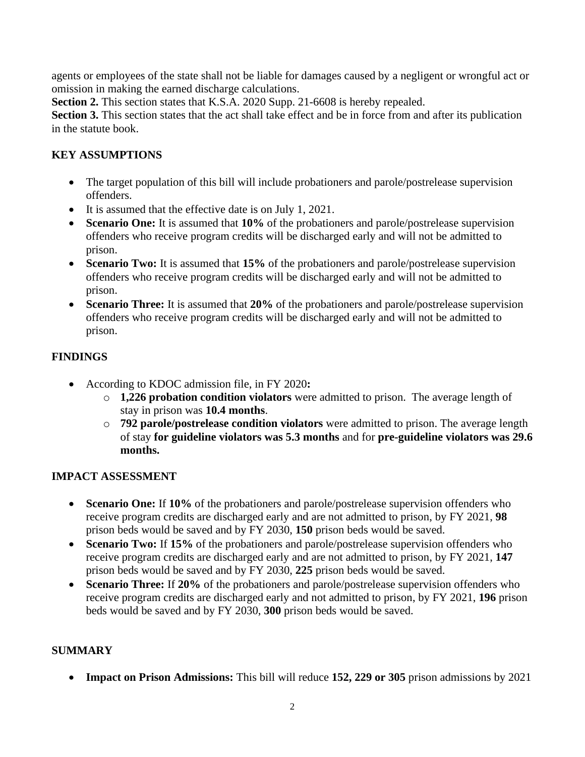agents or employees of the state shall not be liable for damages caused by a negligent or wrongful act or omission in making the earned discharge calculations.

**Section 2.** This section states that K.S.A. 2020 Supp. 21-6608 is hereby repealed.

**Section 3.** This section states that the act shall take effect and be in force from and after its publication in the statute book.

## KEY ASSUMPTIONS

- The target population of this bill will include probationers and parole/postrelease supervision offenders.
- It is assumed that the effective date is on July 1, 2021.
- **Scenario One:** It is assumed that **10%** of the probationers and parole/postrelease supervision offenders who receive program credits will be discharged early and will not be admitted to prison.
- **Scenario Two:** It is assumed that **15%** of the probationers and parole/postrelease supervision offenders who receive program credits will be discharged early and will not be admitted to prison.
- **Scenario Three:** It is assumed that **20%** of the probationers and parole/postrelease supervision offenders who receive program credits will be discharged early and will not be admitted to prison.

## FINDINGS

- According to KDOC admission file, in FY 2020**:**
  - **1,226 probation condition violators** were admitted to prison. The average length of stay in prison was **10.4 months**.
  - **792 parole/postrelease condition violators** were admitted to prison. The average length of stay **for guideline violators was 5.3 months** and for **pre-guideline violators was 29.6 months.**

## IMPACT ASSESSMENT

- **Scenario One:** If **10%** of the probationers and parole/postrelease supervision offenders who receive program credits are discharged early and are not admitted to prison, by FY 2021, **98** prison beds would be saved and by FY 2030, **150** prison beds would be saved.
- **Scenario Two:** If **15%** of the probationers and parole/postrelease supervision offenders who receive program credits are discharged early and are not admitted to prison, by FY 2021, **147** prison beds would be saved and by FY 2030, **225** prison beds would be saved.
- **Scenario Three:** If **20%** of the probationers and parole/postrelease supervision offenders who receive program credits are discharged early and not admitted to prison, by FY 2021, **196** prison beds would be saved and by FY 2030, **300** prison beds would be saved.

## SUMMARY

- **Impact on Prison Admissions:** This bill will reduce **152, 229 or 305** prison admissions by 2021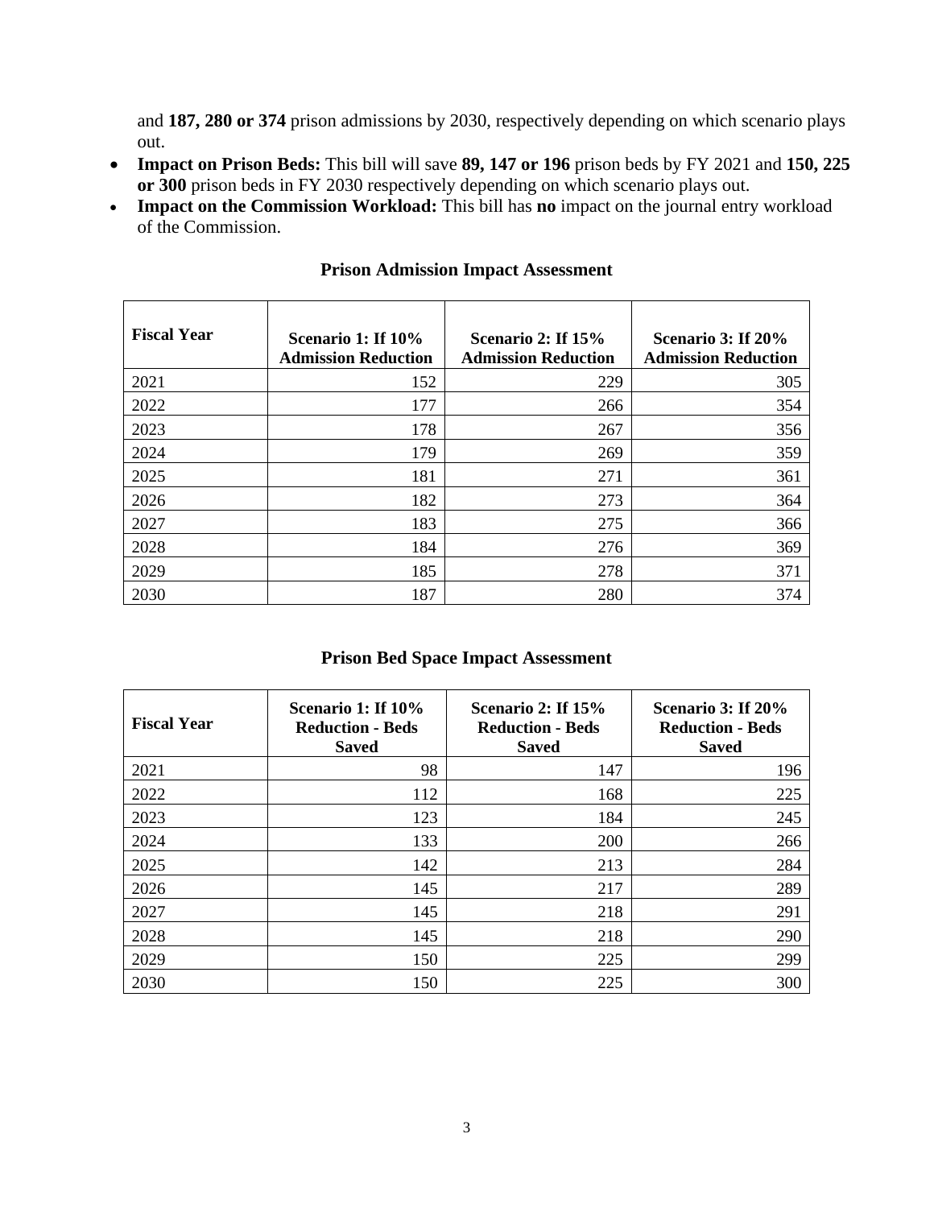and **187, 280 or 374** prison admissions by 2030, respectively depending on which scenario plays out.

- **Impact on Prison Beds:** This bill will save **89, 147 or 196** prison beds by FY 2021 and **150, 225 or 300** prison beds in FY 2030 respectively depending on which scenario plays out.
- **Impact on the Commission Workload:** This bill has **no** impact on the journal entry workload of the Commission.

### Prison Admission Impact Assessment

| Fiscal Year | Scenario 1: If 10% Admission Reduction | Scenario 2: If 15% Admission Reduction | Scenario 3: If 20% Admission Reduction |
|---|---|---|---|
| 2021 | 152 | 229 | 305 |
| 2022 | 177 | 266 | 354 |
| 2023 | 178 | 267 | 356 |
| 2024 | 179 | 269 | 359 |
| 2025 | 181 | 271 | 361 |
| 2026 | 182 | 273 | 364 |
| 2027 | 183 | 275 | 366 |
| 2028 | 184 | 276 | 369 |
| 2029 | 185 | 278 | 371 |
| 2030 | 187 | 280 | 374 |

### Prison Bed Space Impact Assessment

| Fiscal Year | Scenario 1: If 10% Reduction - Beds Saved | Scenario 2: If 15% Reduction - Beds Saved | Scenario 3: If 20% Reduction - Beds Saved |
|---|---|---|---|
| 2021 | 98 | 147 | 196 |
| 2022 | 112 | 168 | 225 |
| 2023 | 123 | 184 | 245 |
| 2024 | 133 | 200 | 266 |
| 2025 | 142 | 213 | 284 |
| 2026 | 145 | 217 | 289 |
| 2027 | 145 | 218 | 291 |
| 2028 | 145 | 218 | 290 |
| 2029 | 150 | 225 | 299 |
| 2030 | 150 | 225 | 300 |